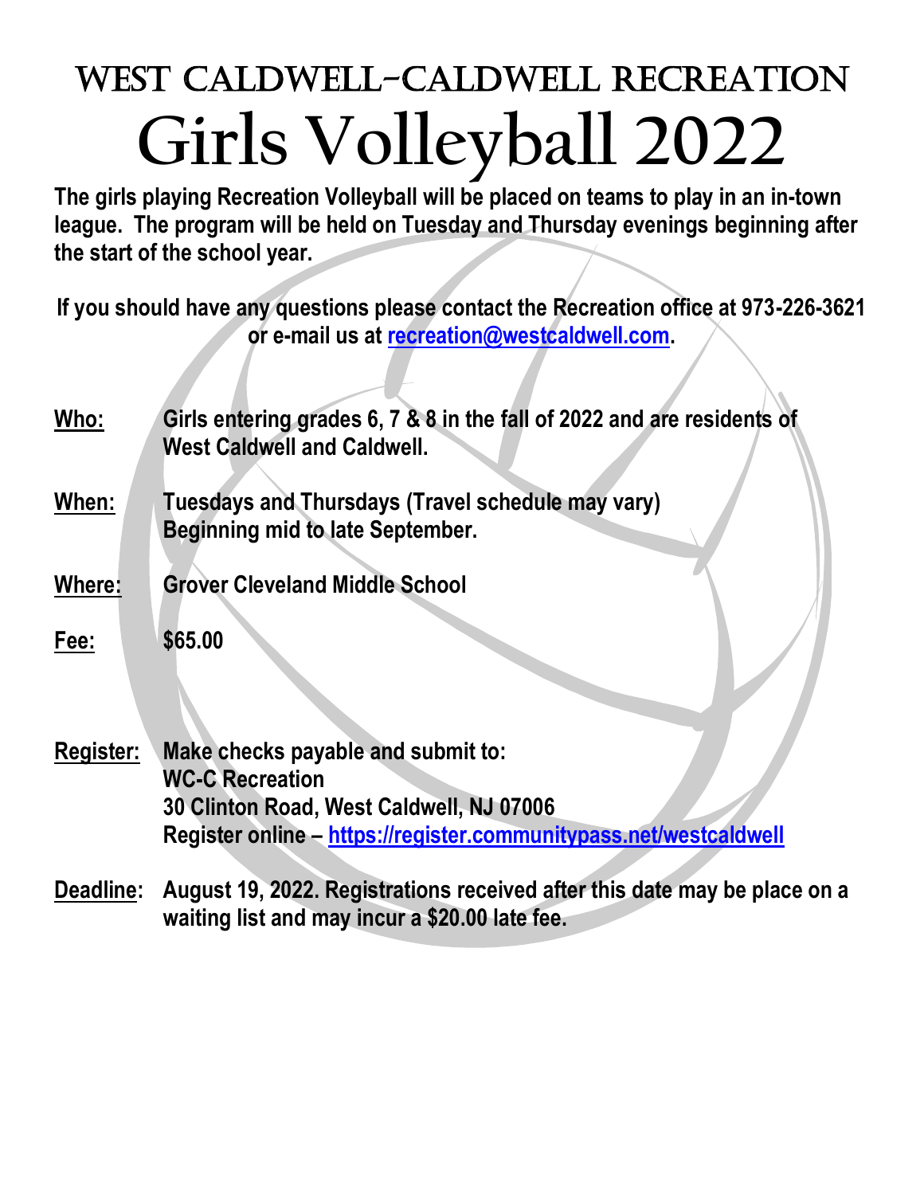# West Caldwell-Caldwell Recreation

# Girls Volleyball 2022

**The girls playing Recreation Volleyball will be placed on teams to play in an in-town league. The program will be held on Tuesday and Thursday evenings beginning after the start of the school year.**

**If you should have any questions please contact the Recreation office at 973-226-3621 or e-mail us at [recreation@westcaldwell.com](mailto:recreation@westcaldwell.com).**

**Who:** Girls entering grades 6, 7 & 8 in the fall of 2022 and are residents of West Caldwell and Caldwell.

**When:** Tuesdays and Thursdays (Travel schedule may vary)
Beginning mid to late September.

**Where:** Grover Cleveland Middle School

**Fee:** $65.00

**Register:** Make checks payable and submit to:
WC-C Recreation
30 Clinton Road, West Caldwell, NJ 07006
Register online – [https://register.communitypass.net/westcaldwell](https://register.communitypass.net/westcaldwell)

**Deadline:** August 19, 2022. Registrations received after this date may be place on a waiting list and may incur a $20.00 late fee.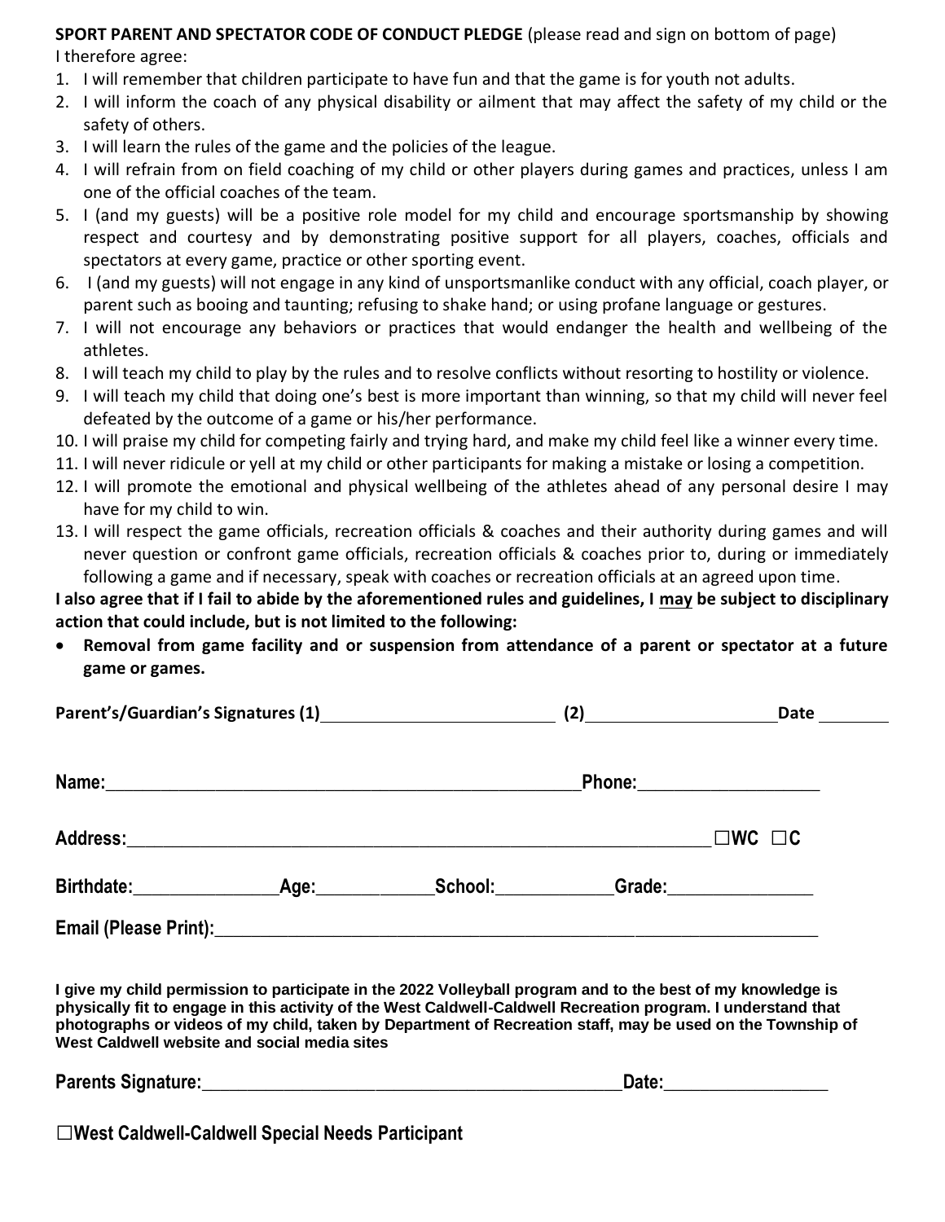**SPORT PARENT AND SPECTATOR CODE OF CONDUCT PLEDGE** (please read and sign on bottom of page)

I therefore agree:

1. I will remember that children participate to have fun and that the game is for youth not adults.
2. I will inform the coach of any physical disability or ailment that may affect the safety of my child or the safety of others.
3. I will learn the rules of the game and the policies of the league.
4. I will refrain from on field coaching of my child or other players during games and practices, unless I am one of the official coaches of the team.
5. I (and my guests) will be a positive role model for my child and encourage sportsmanship by showing respect and courtesy and by demonstrating positive support for all players, coaches, officials and spectators at every game, practice or other sporting event.
6. I (and my guests) will not engage in any kind of unsportsmanlike conduct with any official, coach player, or parent such as booing and taunting; refusing to shake hand; or using profane language or gestures.
7. I will not encourage any behaviors or practices that would endanger the health and wellbeing of the athletes.
8. I will teach my child to play by the rules and to resolve conflicts without resorting to hostility or violence.
9. I will teach my child that doing one's best is more important than winning, so that my child will never feel defeated by the outcome of a game or his/her performance.
10. I will praise my child for competing fairly and trying hard, and make my child feel like a winner every time.
11. I will never ridicule or yell at my child or other participants for making a mistake or losing a competition.
12. I will promote the emotional and physical wellbeing of the athletes ahead of any personal desire I may have for my child to win.
13. I will respect the game officials, recreation officials & coaches and their authority during games and will never question or confront game officials, recreation officials & coaches prior to, during or immediately following a game and if necessary, speak with coaches or recreation officials at an agreed upon time.

**I also agree that if I fail to abide by the aforementioned rules and guidelines, I <u>may</u> be subject to disciplinary action that could include, but is not limited to the following:**

- **Removal from game facility and or suspension from attendance of a parent or spectator at a future game or games.**

**Parent's/Guardian's Signatures (1)**\_\_\_\_\_\_\_\_\_\_\_\_\_\_\_\_\_\_\_\_ **(2)**\_\_\_\_\_\_\_\_\_\_\_\_\_\_\_\_\_\_\_\_ **Date** \_\_\_\_\_\_\_\_

**Name:**\_\_\_\_\_\_\_\_\_\_\_\_\_\_\_\_\_\_\_\_\_\_\_\_\_\_\_\_\_\_\_\_\_\_\_\_\_\_\_\_ **Phone:**\_\_\_\_\_\_\_\_\_\_\_\_\_\_\_\_\_\_\_\_

**Address:**\_\_\_\_\_\_\_\_\_\_\_\_\_\_\_\_\_\_\_\_\_\_\_\_\_\_\_\_\_\_\_\_\_\_\_\_\_\_\_\_\_\_\_\_\_\_\_\_ ☐**WC** ☐**C**

**Birthdate:**\_\_\_\_\_\_\_\_\_\_\_\_\_\_ **Age:**\_\_\_\_\_\_\_\_\_\_\_\_ **School:**\_\_\_\_\_\_\_\_\_\_\_\_ **Grade:**\_\_\_\_\_\_\_\_\_\_\_\_\_\_

**Email (Please Print):**\_\_\_\_\_\_\_\_\_\_\_\_\_\_\_\_\_\_\_\_\_\_\_\_\_\_\_\_\_\_\_\_\_\_\_\_\_\_\_\_\_\_\_\_\_\_\_\_

**I give my child permission to participate in the 2022 Volleyball program and to the best of my knowledge is physically fit to engage in this activity of the West Caldwell-Caldwell Recreation program. I understand that photographs or videos of my child, taken by Department of Recreation staff, may be used on the Township of West Caldwell website and social media sites**

**Parents Signature:**\_\_\_\_\_\_\_\_\_\_\_\_\_\_\_\_\_\_\_\_\_\_\_\_\_\_\_\_\_\_\_\_\_\_\_\_\_\_\_\_\_\_\_\_ **Date:**\_\_\_\_\_\_\_\_\_\_\_\_\_\_\_\_\_\_

☐**West Caldwell-Caldwell Special Needs Participant**